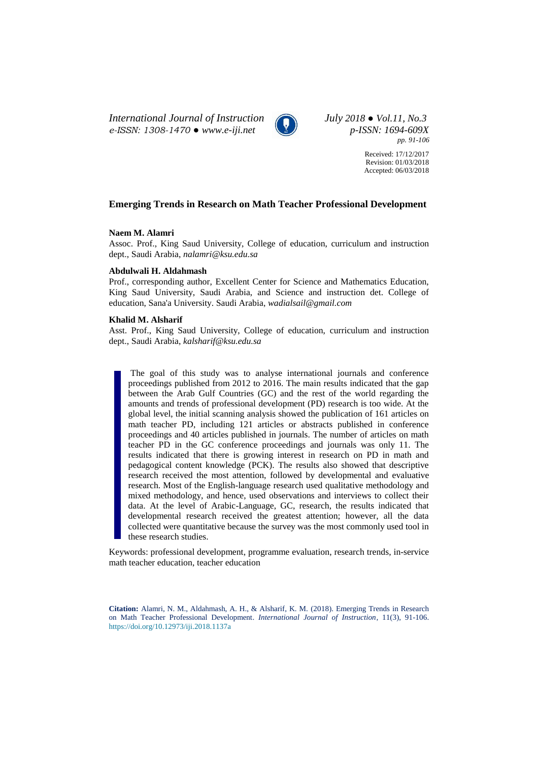Received: 17/12/2017
Revision: 01/03/2018
Accepted: 06/03/2018

# Emerging Trends in Research on Math Teacher Professional Development

**Naem M. Alamri**

Assoc. Prof., King Saud University, College of education, curriculum and instruction dept., Saudi Arabia, *nalamri@ksu.edu.sa*

**Abdulwali H. Aldahmash**

Prof., corresponding author, Excellent Center for Science and Mathematics Education, King Saud University, Saudi Arabia, and Science and instruction det. College of education, Sana'a University. Saudi Arabia, *wadialsail@gmail.com*

**Khalid M. Alsharif**

Asst. Prof., King Saud University, College of education, curriculum and instruction dept., Saudi Arabia, *kalsharif@ksu.edu.sa*

The goal of this study was to analyse international journals and conference proceedings published from 2012 to 2016. The main results indicated that the gap between the Arab Gulf Countries (GC) and the rest of the world regarding the amounts and trends of professional development (PD) research is too wide. At the global level, the initial scanning analysis showed the publication of 161 articles on math teacher PD, including 121 articles or abstracts published in conference proceedings and 40 articles published in journals. The number of articles on math teacher PD in the GC conference proceedings and journals was only 11. The results indicated that there is growing interest in research on PD in math and pedagogical content knowledge (PCK). The results also showed that descriptive research received the most attention, followed by developmental and evaluative research. Most of the English-language research used qualitative methodology and mixed methodology, and hence, used observations and interviews to collect their data. At the level of Arabic-Language, GC, research, the results indicated that developmental research received the greatest attention; however, all the data collected were quantitative because the survey was the most commonly used tool in these research studies.

Keywords: professional development, programme evaluation, research trends, in-service math teacher education, teacher education

**Citation:** Alamri, N. M., Aldahmash, A. H., & Alsharif, K. M. (2018). Emerging Trends in Research on Math Teacher Professional Development. *International Journal of Instruction*, 11(3), 91-106. https://doi.org/10.12973/iji.2018.1137a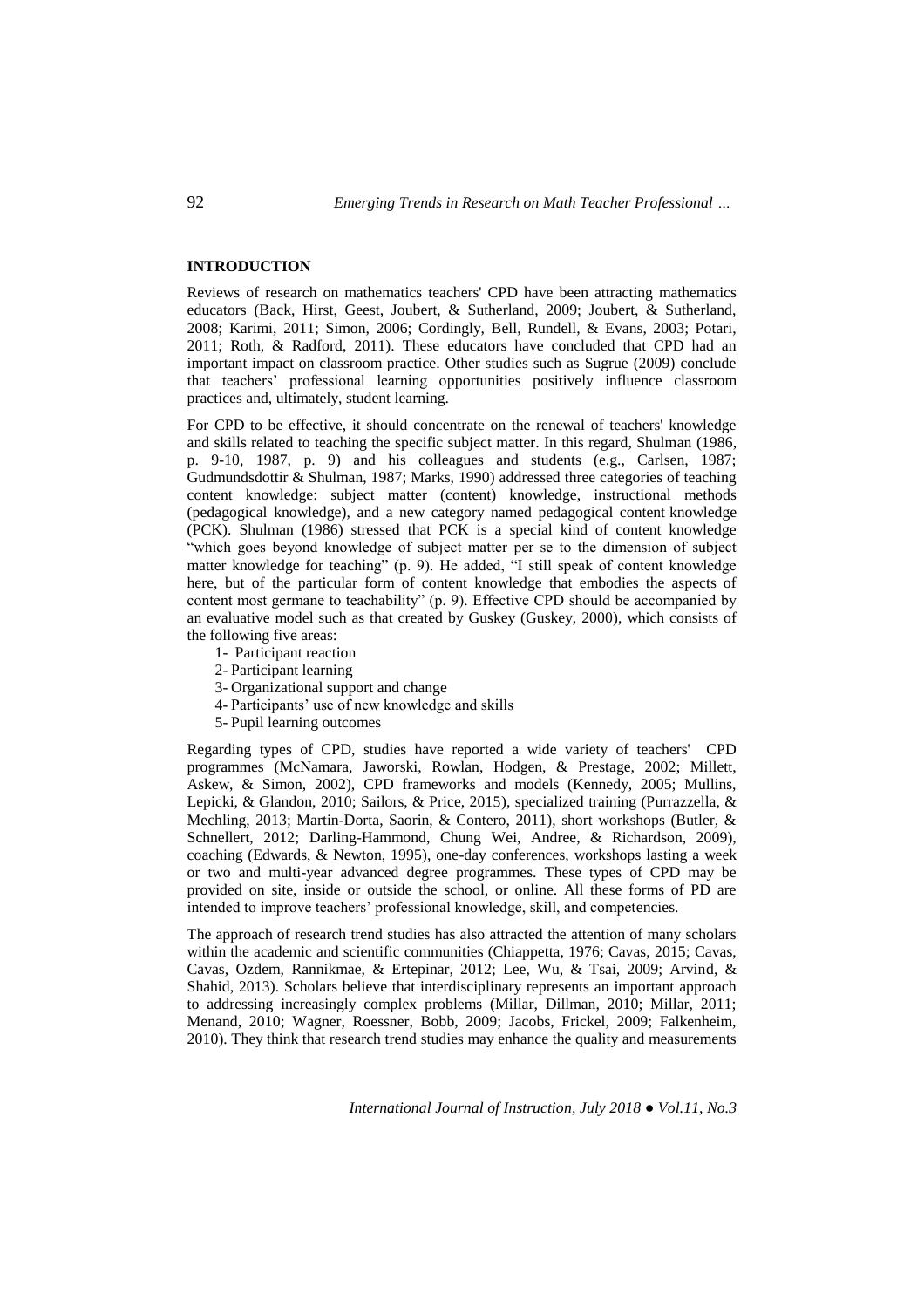## INTRODUCTION

Reviews of research on mathematics teachers' CPD have been attracting mathematics educators (Back, Hirst, Geest, Joubert, & Sutherland, 2009; Joubert, & Sutherland, 2008; Karimi, 2011; Simon, 2006; Cordingly, Bell, Rundell, & Evans, 2003; Potari, 2011; Roth, & Radford, 2011). These educators have concluded that CPD had an important impact on classroom practice. Other studies such as Sugrue (2009) conclude that teachers' professional learning opportunities positively influence classroom practices and, ultimately, student learning.

For CPD to be effective, it should concentrate on the renewal of teachers' knowledge and skills related to teaching the specific subject matter. In this regard, Shulman (1986, p. 9-10, 1987, p. 9) and his colleagues and students (e.g., Carlsen, 1987; Gudmundsdottir & Shulman, 1987; Marks, 1990) addressed three categories of teaching content knowledge: subject matter (content) knowledge, instructional methods (pedagogical knowledge), and a new category named pedagogical content knowledge (PCK). Shulman (1986) stressed that PCK is a special kind of content knowledge "which goes beyond knowledge of subject matter per se to the dimension of subject matter knowledge for teaching" (p. 9). He added, "I still speak of content knowledge here, but of the particular form of content knowledge that embodies the aspects of content most germane to teachability" (p. 9). Effective CPD should be accompanied by an evaluative model such as that created by Guskey (Guskey, 2000), which consists of the following five areas:

1- Participant reaction
2- Participant learning
3- Organizational support and change
4- Participants' use of new knowledge and skills
5- Pupil learning outcomes

Regarding types of CPD, studies have reported a wide variety of teachers' CPD programmes (McNamara, Jaworski, Rowlan, Hodgen, & Prestage, 2002; Millett, Askew, & Simon, 2002), CPD frameworks and models (Kennedy, 2005; Mullins, Lepicki, & Glandon, 2010; Sailors, & Price, 2015), specialized training (Purrazzella, & Mechling, 2013; Martin-Dorta, Saorin, & Contero, 2011), short workshops (Butler, & Schnellert, 2012; Darling-Hammond, Chung Wei, Andree, & Richardson, 2009), coaching (Edwards, & Newton, 1995), one-day conferences, workshops lasting a week or two and multi-year advanced degree programmes. These types of CPD may be provided on site, inside or outside the school, or online. All these forms of PD are intended to improve teachers' professional knowledge, skill, and competencies.

The approach of research trend studies has also attracted the attention of many scholars within the academic and scientific communities (Chiappetta, 1976; Cavas, 2015; Cavas, Cavas, Ozdem, Rannikmae, & Ertepinar, 2012; Lee, Wu, & Tsai, 2009; Arvind, & Shahid, 2013). Scholars believe that interdisciplinary represents an important approach to addressing increasingly complex problems (Millar, Dillman, 2010; Millar, 2011; Menand, 2010; Wagner, Roessner, Bobb, 2009; Jacobs, Frickel, 2009; Falkenheim, 2010). They think that research trend studies may enhance the quality and measurements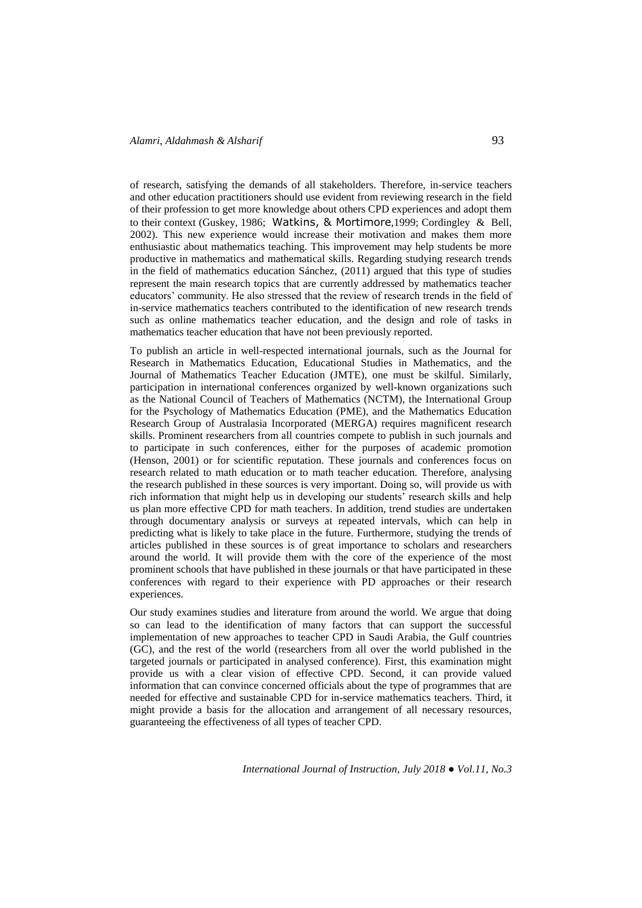of research, satisfying the demands of all stakeholders. Therefore, in-service teachers and other education practitioners should use evident from reviewing research in the field of their profession to get more knowledge about others CPD experiences and adopt them to their context (Guskey, 1986; Watkins, & Mortimore,1999; Cordingley & Bell, 2002). This new experience would increase their motivation and makes them more enthusiastic about mathematics teaching. This improvement may help students be more productive in mathematics and mathematical skills. Regarding studying research trends in the field of mathematics education Sánchez, (2011) argued that this type of studies represent the main research topics that are currently addressed by mathematics teacher educators' community. He also stressed that the review of research trends in the field of in-service mathematics teachers contributed to the identification of new research trends such as online mathematics teacher education, and the design and role of tasks in mathematics teacher education that have not been previously reported.

To publish an article in well-respected international journals, such as the Journal for Research in Mathematics Education, Educational Studies in Mathematics, and the Journal of Mathematics Teacher Education (JMTE), one must be skilful. Similarly, participation in international conferences organized by well-known organizations such as the National Council of Teachers of Mathematics (NCTM), the International Group for the Psychology of Mathematics Education (PME), and the Mathematics Education Research Group of Australasia Incorporated (MERGA) requires magnificent research skills. Prominent researchers from all countries compete to publish in such journals and to participate in such conferences, either for the purposes of academic promotion (Henson, 2001) or for scientific reputation. These journals and conferences focus on research related to math education or to math teacher education. Therefore, analysing the research published in these sources is very important. Doing so, will provide us with rich information that might help us in developing our students' research skills and help us plan more effective CPD for math teachers. In addition, trend studies are undertaken through documentary analysis or surveys at repeated intervals, which can help in predicting what is likely to take place in the future. Furthermore, studying the trends of articles published in these sources is of great importance to scholars and researchers around the world. It will provide them with the core of the experience of the most prominent schools that have published in these journals or that have participated in these conferences with regard to their experience with PD approaches or their research experiences.

Our study examines studies and literature from around the world. We argue that doing so can lead to the identification of many factors that can support the successful implementation of new approaches to teacher CPD in Saudi Arabia, the Gulf countries (GC), and the rest of the world (researchers from all over the world published in the targeted journals or participated in analysed conference). First, this examination might provide us with a clear vision of effective CPD. Second, it can provide valued information that can convince concerned officials about the type of programmes that are needed for effective and sustainable CPD for in-service mathematics teachers. Third, it might provide a basis for the allocation and arrangement of all necessary resources, guaranteeing the effectiveness of all types of teacher CPD.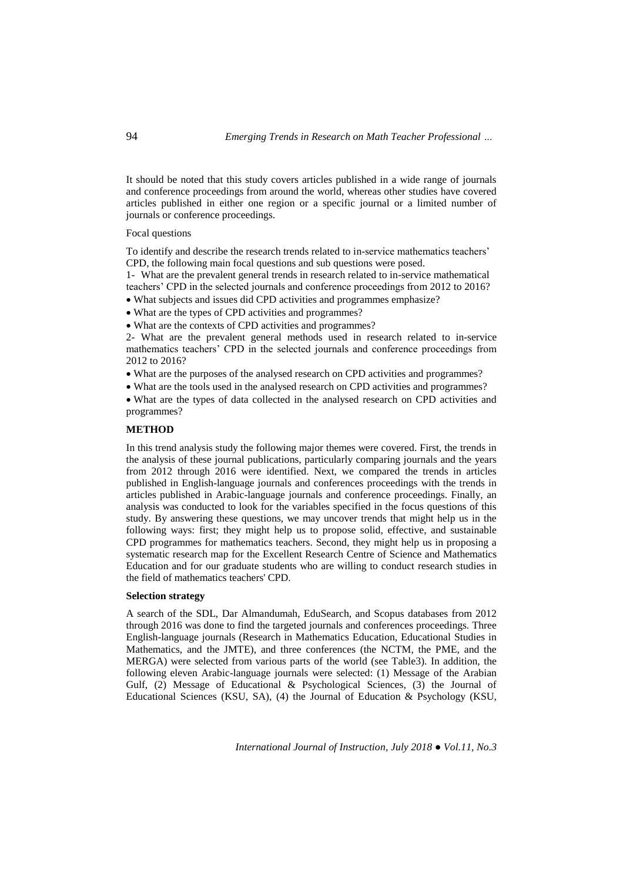It should be noted that this study covers articles published in a wide range of journals and conference proceedings from around the world, whereas other studies have covered articles published in either one region or a specific journal or a limited number of journals or conference proceedings.

Focal questions

To identify and describe the research trends related to in-service mathematics teachers' CPD, the following main focal questions and sub questions were posed.

1- What are the prevalent general trends in research related to in-service mathematical teachers' CPD in the selected journals and conference proceedings from 2012 to 2016?

- What subjects and issues did CPD activities and programmes emphasize?
- What are the types of CPD activities and programmes?
- What are the contexts of CPD activities and programmes?

2- What are the prevalent general methods used in research related to in-service mathematics teachers' CPD in the selected journals and conference proceedings from 2012 to 2016?

- What are the purposes of the analysed research on CPD activities and programmes?
- What are the tools used in the analysed research on CPD activities and programmes?
- What are the types of data collected in the analysed research on CPD activities and programmes?

## METHOD

In this trend analysis study the following major themes were covered. First, the trends in the analysis of these journal publications, particularly comparing journals and the years from 2012 through 2016 were identified. Next, we compared the trends in articles published in English-language journals and conferences proceedings with the trends in articles published in Arabic-language journals and conference proceedings. Finally, an analysis was conducted to look for the variables specified in the focus questions of this study. By answering these questions, we may uncover trends that might help us in the following ways: first; they might help us to propose solid, effective, and sustainable CPD programmes for mathematics teachers. Second, they might help us in proposing a systematic research map for the Excellent Research Centre of Science and Mathematics Education and for our graduate students who are willing to conduct research studies in the field of mathematics teachers' CPD.

### Selection strategy

A search of the SDL, Dar Almandumah, EduSearch, and Scopus databases from 2012 through 2016 was done to find the targeted journals and conferences proceedings. Three English-language journals (Research in Mathematics Education, Educational Studies in Mathematics, and the JMTE), and three conferences (the NCTM, the PME, and the MERGA) were selected from various parts of the world (see Table3). In addition, the following eleven Arabic-language journals were selected: (1) Message of the Arabian Gulf, (2) Message of Educational & Psychological Sciences, (3) the Journal of Educational Sciences (KSU, SA), (4) the Journal of Education & Psychology (KSU,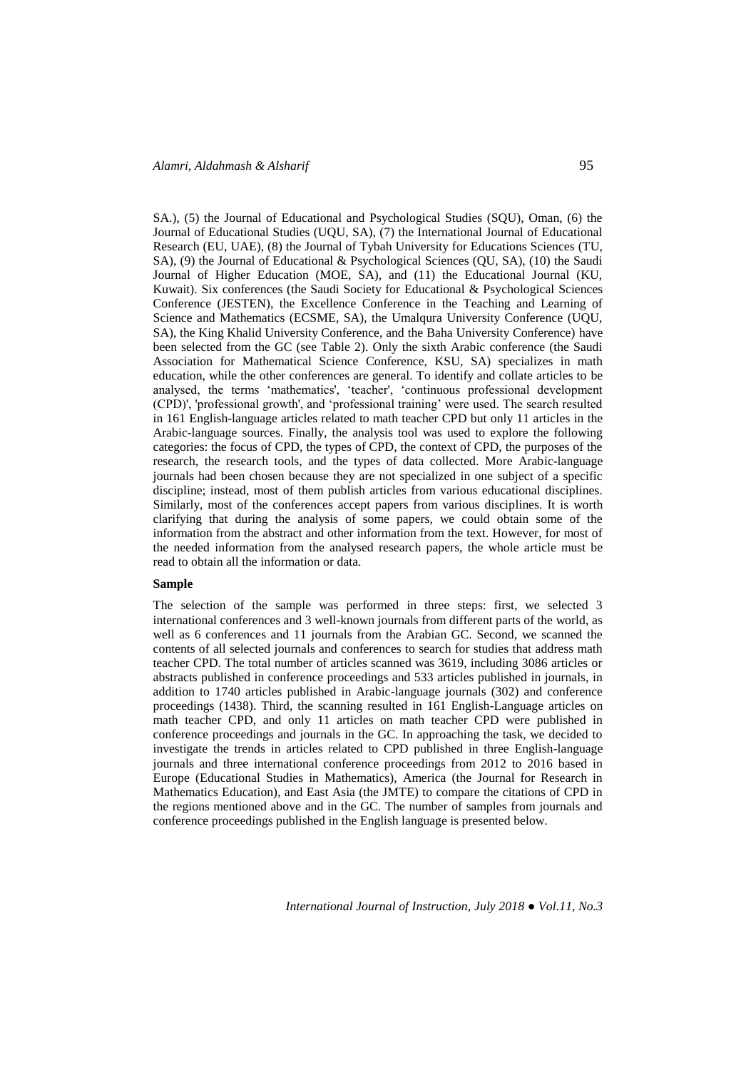SA.), (5) the Journal of Educational and Psychological Studies (SQU), Oman, (6) the Journal of Educational Studies (UQU, SA), (7) the International Journal of Educational Research (EU, UAE), (8) the Journal of Tybah University for Educations Sciences (TU, SA), (9) the Journal of Educational & Psychological Sciences (QU, SA), (10) the Saudi Journal of Higher Education (MOE, SA), and (11) the Educational Journal (KU, Kuwait). Six conferences (the Saudi Society for Educational & Psychological Sciences Conference (JESTEN), the Excellence Conference in the Teaching and Learning of Science and Mathematics (ECSME, SA), the Umalqura University Conference (UQU, SA), the King Khalid University Conference, and the Baha University Conference) have been selected from the GC (see Table 2). Only the sixth Arabic conference (the Saudi Association for Mathematical Science Conference, KSU, SA) specializes in math education, while the other conferences are general. To identify and collate articles to be analysed, the terms 'mathematics', 'teacher', 'continuous professional development (CPD)', 'professional growth', and 'professional training' were used. The search resulted in 161 English-language articles related to math teacher CPD but only 11 articles in the Arabic-language sources. Finally, the analysis tool was used to explore the following categories: the focus of CPD, the types of CPD, the context of CPD, the purposes of the research, the research tools, and the types of data collected. More Arabic-language journals had been chosen because they are not specialized in one subject of a specific discipline; instead, most of them publish articles from various educational disciplines. Similarly, most of the conferences accept papers from various disciplines. It is worth clarifying that during the analysis of some papers, we could obtain some of the information from the abstract and other information from the text. However, for most of the needed information from the analysed research papers, the whole article must be read to obtain all the information or data.

**Sample**

The selection of the sample was performed in three steps: first, we selected 3 international conferences and 3 well-known journals from different parts of the world, as well as 6 conferences and 11 journals from the Arabian GC. Second, we scanned the contents of all selected journals and conferences to search for studies that address math teacher CPD. The total number of articles scanned was 3619, including 3086 articles or abstracts published in conference proceedings and 533 articles published in journals, in addition to 1740 articles published in Arabic-language journals (302) and conference proceedings (1438). Third, the scanning resulted in 161 English-Language articles on math teacher CPD, and only 11 articles on math teacher CPD were published in conference proceedings and journals in the GC. In approaching the task, we decided to investigate the trends in articles related to CPD published in three English-language journals and three international conference proceedings from 2012 to 2016 based in Europe (Educational Studies in Mathematics), America (the Journal for Research in Mathematics Education), and East Asia (the JMTE) to compare the citations of CPD in the regions mentioned above and in the GC. The number of samples from journals and conference proceedings published in the English language is presented below.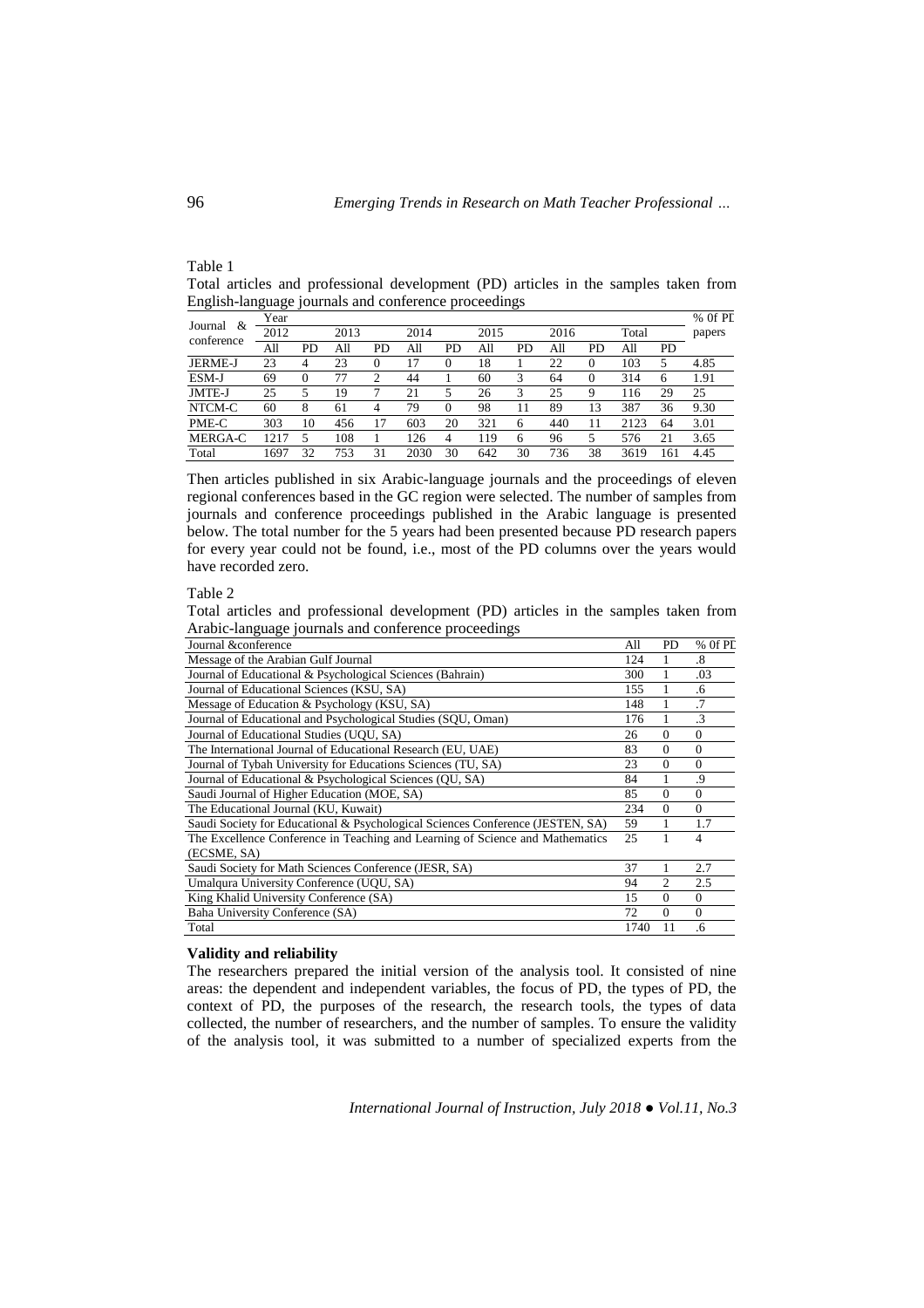Table 1

Total articles and professional development (PD) articles in the samples taken from English-language journals and conference proceedings

| Journal & conference | Year | | | | | | | | | | | | % 0f PD papers |
|---|---|---|---|---|---|---|---|---|---|---|---|---|---|
| | 2012 | | 2013 | | 2014 | | 2015 | | 2016 | | Total | | |
| | All | PD | All | PD | All | PD | All | PD | All | PD | All | PD | |
| JERME-J | 23 | 4 | 23 | 0 | 17 | 0 | 18 | 1 | 22 | 0 | 103 | 5 | 4.85 |
| ESM-J | 69 | 0 | 77 | 2 | 44 | 1 | 60 | 3 | 64 | 0 | 314 | 6 | 1.91 |
| JMTE-J | 25 | 5 | 19 | 7 | 21 | 5 | 26 | 3 | 25 | 9 | 116 | 29 | 25 |
| NTCM-C | 60 | 8 | 61 | 4 | 79 | 0 | 98 | 11 | 89 | 13 | 387 | 36 | 9.30 |
| PME-C | 303 | 10 | 456 | 17 | 603 | 20 | 321 | 6 | 440 | 11 | 2123 | 64 | 3.01 |
| MERGA-C | 1217 | 5 | 108 | 1 | 126 | 4 | 119 | 6 | 96 | 5 | 576 | 21 | 3.65 |
| Total | 1697 | 32 | 753 | 31 | 2030 | 30 | 642 | 30 | 736 | 38 | 3619 | 161 | 4.45 |

Then articles published in six Arabic-language journals and the proceedings of eleven regional conferences based in the GC region were selected. The number of samples from journals and conference proceedings published in the Arabic language is presented below. The total number for the 5 years had been presented because PD research papers for every year could not be found, i.e., most of the PD columns over the years would have recorded zero.

Table 2

Total articles and professional development (PD) articles in the samples taken from Arabic-language journals and conference proceedings

| Journal &conference | All | PD | % 0f PD |
|---|---|---|---|
| Message of the Arabian Gulf Journal | 124 | 1 | .8 |
| Journal of Educational & Psychological Sciences (Bahrain) | 300 | 1 | .03 |
| Journal of Educational Sciences (KSU, SA) | 155 | 1 | .6 |
| Message of Education & Psychology (KSU, SA) | 148 | 1 | .7 |
| Journal of Educational and Psychological Studies (SQU, Oman) | 176 | 1 | .3 |
| Journal of Educational Studies (UQU, SA) | 26 | 0 | 0 |
| The International Journal of Educational Research (EU, UAE) | 83 | 0 | 0 |
| Journal of Tybah University for Educations Sciences (TU, SA) | 23 | 0 | 0 |
| Journal of Educational & Psychological Sciences (QU, SA) | 84 | 1 | .9 |
| Saudi Journal of Higher Education (MOE, SA) | 85 | 0 | 0 |
| The Educational Journal (KU, Kuwait) | 234 | 0 | 0 |
| Saudi Society for Educational & Psychological Sciences Conference (JESTEN, SA) | 59 | 1 | 1.7 |
| The Excellence Conference in Teaching and Learning of Science and Mathematics (ECSME, SA) | 25 | 1 | 4 |
| Saudi Society for Math Sciences Conference (JESR, SA) | 37 | 1 | 2.7 |
| Umalqura University Conference (UQU, SA) | 94 | 2 | 2.5 |
| King Khalid University Conference (SA) | 15 | 0 | 0 |
| Baha University Conference (SA) | 72 | 0 | 0 |
| Total | 1740 | 11 | .6 |

**Validity and reliability**

The researchers prepared the initial version of the analysis tool. It consisted of nine areas: the dependent and independent variables, the focus of PD, the types of PD, the context of PD, the purposes of the research, the research tools, the types of data collected, the number of researchers, and the number of samples. To ensure the validity of the analysis tool, it was submitted to a number of specialized experts from the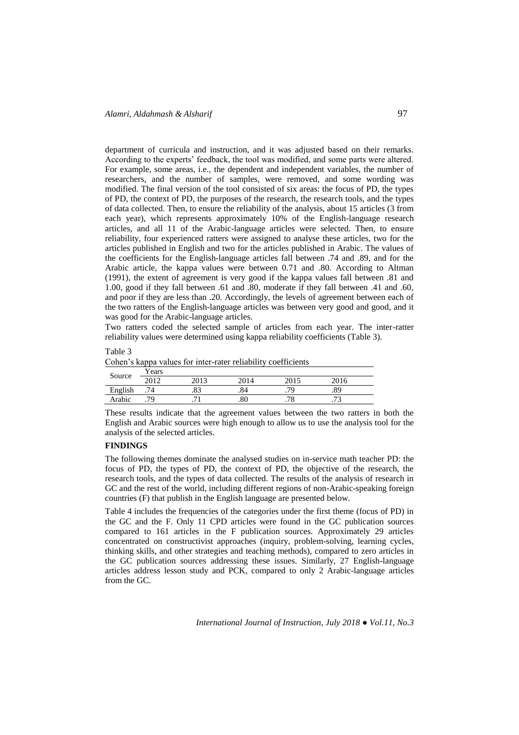department of curricula and instruction, and it was adjusted based on their remarks. According to the experts' feedback, the tool was modified, and some parts were altered. For example, some areas, i.e., the dependent and independent variables, the number of researchers, and the number of samples, were removed, and some wording was modified. The final version of the tool consisted of six areas: the focus of PD, the types of PD, the context of PD, the purposes of the research, the research tools, and the types of data collected. Then, to ensure the reliability of the analysis, about 15 articles (3 from each year), which represents approximately 10% of the English-language research articles, and all 11 of the Arabic-language articles were selected. Then, to ensure reliability, four experienced ratters were assigned to analyse these articles, two for the articles published in English and two for the articles published in Arabic. The values of the coefficients for the English-language articles fall between .74 and .89, and for the Arabic article, the kappa values were between 0.71 and .80. According to Altman (1991), the extent of agreement is very good if the kappa values fall between .81 and 1.00, good if they fall between .61 and .80, moderate if they fall between .41 and .60, and poor if they are less than .20. Accordingly, the levels of agreement between each of the two ratters of the English-language articles was between very good and good, and it was good for the Arabic-language articles.

Two ratters coded the selected sample of articles from each year. The inter-ratter reliability values were determined using kappa reliability coefficients (Table 3).

Table 3

Cohen's kappa values for inter-rater reliability coefficients

| Source | Years | | | | |
|---|---|---|---|---|---|
| | 2012 | 2013 | 2014 | 2015 | 2016 |
| English | .74 | .83 | .84 | .79 | .89 |
| Arabic | .79 | .71 | .80 | .78 | .73 |

These results indicate that the agreement values between the two ratters in both the English and Arabic sources were high enough to allow us to use the analysis tool for the analysis of the selected articles.

## FINDINGS

The following themes dominate the analysed studies on in-service math teacher PD: the focus of PD, the types of PD, the context of PD, the objective of the research, the research tools, and the types of data collected. The results of the analysis of research in GC and the rest of the world, including different regions of non-Arabic-speaking foreign countries (F) that publish in the English language are presented below.

Table 4 includes the frequencies of the categories under the first theme (focus of PD) in the GC and the F. Only 11 CPD articles were found in the GC publication sources compared to 161 articles in the F publication sources. Approximately 29 articles concentrated on constructivist approaches (inquiry, problem-solving, learning cycles, thinking skills, and other strategies and teaching methods), compared to zero articles in the GC publication sources addressing these issues. Similarly, 27 English-language articles address lesson study and PCK, compared to only 2 Arabic-language articles from the GC.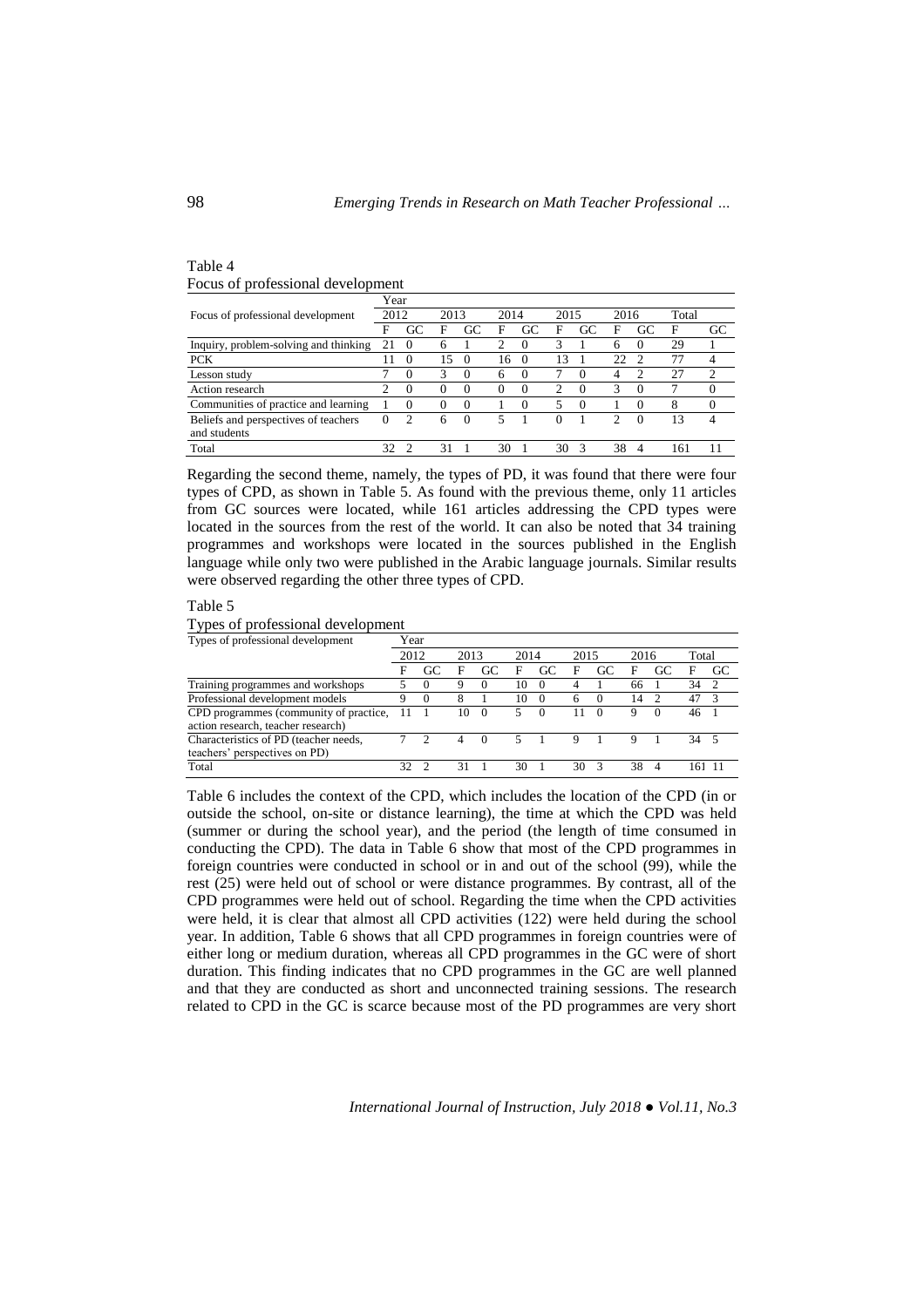Table 4
Focus of professional development

| Focus of professional development | Year | | | | | | | | | | | |
|---|---|---|---|---|---|---|---|---|---|---|---|---|
| | 2012 | | 2013 | | 2014 | | 2015 | | 2016 | | Total | |
| | F | GC | F | GC | F | GC | F | GC | F | GC | F | GC |
| Inquiry, problem-solving and thinking | 21 | 0 | 6 | 1 | 2 | 0 | 3 | 1 | 6 | 0 | 29 | 1 |
| PCK | 11 | 0 | 15 | 0 | 16 | 0 | 13 | 1 | 22 | 2 | 77 | 4 |
| Lesson study | 7 | 0 | 3 | 0 | 6 | 0 | 7 | 0 | 4 | 2 | 27 | 2 |
| Action research | 2 | 0 | 0 | 0 | 0 | 0 | 2 | 0 | 3 | 0 | 7 | 0 |
| Communities of practice and learning | 1 | 0 | 0 | 0 | 1 | 0 | 5 | 0 | 1 | 0 | 8 | 0 |
| Beliefs and perspectives of teachers and students | 0 | 2 | 6 | 0 | 5 | 1 | 0 | 1 | 2 | 0 | 13 | 4 |
| Total | 32 | 2 | 31 | 1 | 30 | 1 | 30 | 3 | 38 | 4 | 161 | 11 |

Regarding the second theme, namely, the types of PD, it was found that there were four types of CPD, as shown in Table 5. As found with the previous theme, only 11 articles from GC sources were located, while 161 articles addressing the CPD types were located in the sources from the rest of the world. It can also be noted that 34 training programmes and workshops were located in the sources published in the English language while only two were published in the Arabic language journals. Similar results were observed regarding the other three types of CPD.

Table 5
Types of professional development

| Types of professional development | Year | | | | | | | | | | | |
|---|---|---|---|---|---|---|---|---|---|---|---|---|
| | 2012 | | 2013 | | 2014 | | 2015 | | 2016 | | Total | |
| | F | GC | F | GC | F | GC | F | GC | F | GC | F | GC |
| Training programmes and workshops | 5 | 0 | 9 | 0 | 10 | 0 | 4 | 1 | 66 | 1 | 34 | 2 |
| Professional development models | 9 | 0 | 8 | 1 | 10 | 0 | 6 | 0 | 14 | 2 | 47 | 3 |
| CPD programmes (community of practice, action research, teacher research) | 11 | 1 | 10 | 0 | 5 | 0 | 11 | 0 | 9 | 0 | 46 | 1 |
| Characteristics of PD (teacher needs, teachers' perspectives on PD) | 7 | 2 | 4 | 0 | 5 | 1 | 9 | 1 | 9 | 1 | 34 | 5 |
| Total | 32 | 2 | 31 | 1 | 30 | 1 | 30 | 3 | 38 | 4 | 161 | 11 |

Table 6 includes the context of the CPD, which includes the location of the CPD (in or outside the school, on-site or distance learning), the time at which the CPD was held (summer or during the school year), and the period (the length of time consumed in conducting the CPD). The data in Table 6 show that most of the CPD programmes in foreign countries were conducted in school or in and out of the school (99), while the rest (25) were held out of school or were distance programmes. By contrast, all of the CPD programmes were held out of school. Regarding the time when the CPD activities were held, it is clear that almost all CPD activities (122) were held during the school year. In addition, Table 6 shows that all CPD programmes in foreign countries were of either long or medium duration, whereas all CPD programmes in the GC were of short duration. This finding indicates that no CPD programmes in the GC are well planned and that they are conducted as short and unconnected training sessions. The research related to CPD in the GC is scarce because most of the PD programmes are very short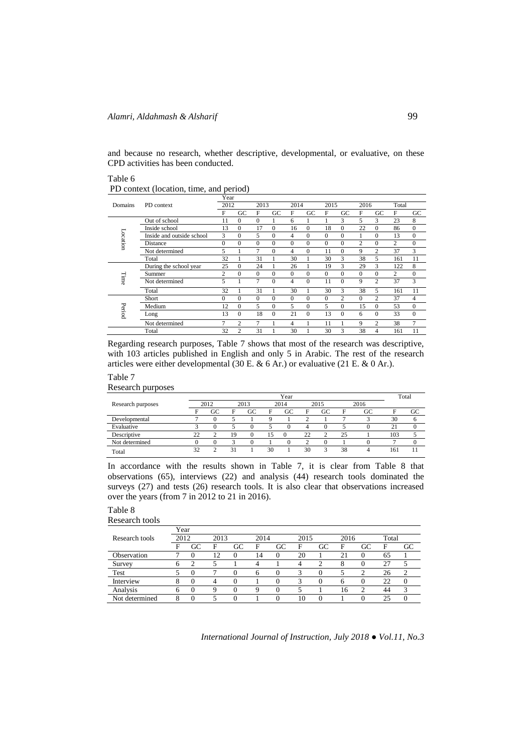and because no research, whether descriptive, developmental, or evaluative, on these CPD activities has been conducted.

Table 6
PD context (location, time, and period)

| Domains | PD context | Year | | | | | | | | | | | |
|---|---|---|---|---|---|---|---|---|---|---|---|---|---|
| | | 2012 | | 2013 | | 2014 | | 2015 | | 2016 | | Total | |
| | | F | GC | F | GC | F | GC | F | GC | F | GC | F | GC |
| Location | Out of school | 11 | 0 | 0 | 1 | 6 | 1 | 1 | 3 | 5 | 3 | 23 | 8 |
| | Inside school | 13 | 0 | 17 | 0 | 16 | 0 | 18 | 0 | 22 | 0 | 86 | 0 |
| | Inside and outside school | 3 | 0 | 5 | 0 | 4 | 0 | 0 | 0 | 1 | 0 | 13 | 0 |
| | Distance | 0 | 0 | 0 | 0 | 0 | 0 | 0 | 0 | 2 | 0 | 2 | 0 |
| | Not determined | 5 | 1 | 7 | 0 | 4 | 0 | 11 | 0 | 9 | 2 | 37 | 3 |
| | Total | 32 | 1 | 31 | 1 | 30 | 1 | 30 | 3 | 38 | 5 | 161 | 11 |
| Time | During the school year | 25 | 0 | 24 | 1 | 26 | 1 | 19 | 3 | 29 | 3 | 122 | 8 |
| | Summer | 2 | 0 | 0 | 0 | 0 | 0 | 0 | 0 | 0 | 0 | 2 | 0 |
| | Not determined | 5 | 1 | 7 | 0 | 4 | 0 | 11 | 0 | 9 | 2 | 37 | 3 |
| | Total | 32 | 1 | 31 | 1 | 30 | 1 | 30 | 3 | 38 | 5 | 161 | 11 |
| Period | Short | 0 | 0 | 0 | 0 | 0 | 0 | 0 | 2 | 0 | 2 | 37 | 4 |
| | Medium | 12 | 0 | 5 | 0 | 5 | 0 | 5 | 0 | 15 | 0 | 53 | 0 |
| | Long | 13 | 0 | 18 | 0 | 21 | 0 | 13 | 0 | 6 | 0 | 33 | 0 |
| | Not determined | 7 | 2 | 7 | 1 | 4 | 1 | 11 | 1 | 9 | 2 | 38 | 7 |
| | Total | 32 | 2 | 31 | 1 | 30 | 1 | 30 | 3 | 38 | 4 | 161 | 11 |

Regarding research purposes, Table 7 shows that most of the research was descriptive, with 103 articles published in English and only 5 in Arabic. The rest of the research articles were either developmental (30 E. & 6 Ar.) or evaluative (21 E. & 0 Ar.).

Table 7
Research purposes

| Research purposes | Year | | | | | | | | | | Total | |
|---|---|---|---|---|---|---|---|---|---|---|---|---|
| | 2012 | | 2013 | | 2014 | | 2015 | | 2016 | | | |
| | F | GC | F | GC | F | GC | F | GC | F | GC | F | GC |
| Developmental | 7 | 0 | 5 | 1 | 9 | 1 | 2 | 1 | 7 | 3 | 30 | 6 |
| Evaluative | 3 | 0 | 5 | 0 | 5 | 0 | 4 | 0 | 5 | 0 | 21 | 0 |
| Descriptive | 22 | 2 | 19 | 0 | 15 | 0 | 22 | 2 | 25 | 1 | 103 | 5 |
| Not determined | 0 | 0 | 3 | 0 | 1 | 0 | 2 | 0 | 1 | 0 | 7 | 0 |
| Total | 32 | 2 | 31 | 1 | 30 | 1 | 30 | 3 | 38 | 4 | 161 | 11 |

In accordance with the results shown in Table 7, it is clear from Table 8 that observations (65), interviews (22) and analysis (44) research tools dominated the surveys (27) and tests (26) research tools. It is also clear that observations increased over the years (from 7 in 2012 to 21 in 2016).

Table 8
Research tools

| Research tools | Year | | | | | | | | | | | |
|---|---|---|---|---|---|---|---|---|---|---|---|---|
| | 2012 | | 2013 | | 2014 | | 2015 | | 2016 | | Total | |
| | F | GC | F | GC | F | GC | F | GC | F | GC | F | GC |
| Observation | 7 | 0 | 12 | 0 | 14 | 0 | 20 | 1 | 21 | 0 | 65 | 1 |
| Survey | 6 | 2 | 5 | 1 | 4 | 1 | 4 | 2 | 8 | 0 | 27 | 5 |
| Test | 5 | 0 | 7 | 0 | 6 | 0 | 3 | 0 | 5 | 2 | 26 | 2 |
| Interview | 8 | 0 | 4 | 0 | 1 | 0 | 3 | 0 | 6 | 0 | 22 | 0 |
| Analysis | 6 | 0 | 9 | 0 | 9 | 0 | 5 | 1 | 16 | 2 | 44 | 3 |
| Not determined | 8 | 0 | 5 | 0 | 1 | 0 | 10 | 0 | 1 | 0 | 25 | 0 |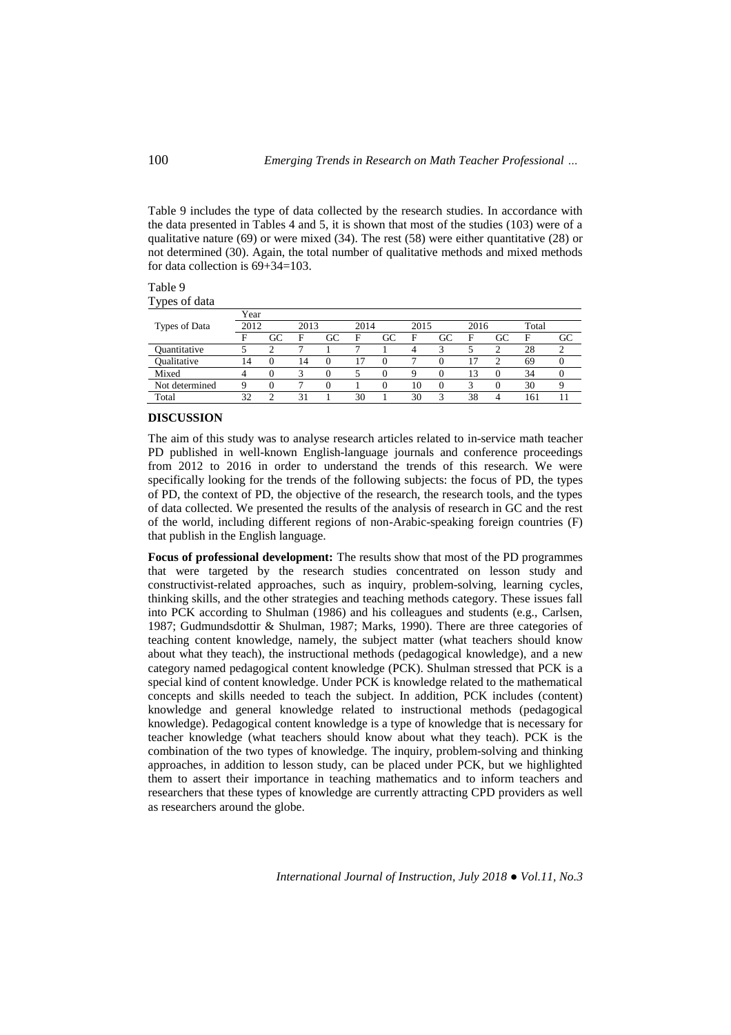Table 9 includes the type of data collected by the research studies. In accordance with the data presented in Tables 4 and 5, it is shown that most of the studies (103) were of a qualitative nature (69) or were mixed (34). The rest (58) were either quantitative (28) or not determined (30). Again, the total number of qualitative methods and mixed methods for data collection is 69+34=103.

Table 9
Types of data

| Types of Data | Year | | | | | | | | | | | |
|---|---|---|---|---|---|---|---|---|---|---|---|---|
| | 2012 | | 2013 | | 2014 | | 2015 | | 2016 | | Total | |
| | F | GC | F | GC | F | GC | F | GC | F | GC | F | GC |
| Quantitative | 5 | 2 | 7 | 1 | 7 | 1 | 4 | 3 | 5 | 2 | 28 | 2 |
| Qualitative | 14 | 0 | 14 | 0 | 17 | 0 | 7 | 0 | 17 | 2 | 69 | 0 |
| Mixed | 4 | 0 | 3 | 0 | 5 | 0 | 9 | 0 | 13 | 0 | 34 | 0 |
| Not determined | 9 | 0 | 7 | 0 | 1 | 0 | 10 | 0 | 3 | 0 | 30 | 9 |
| Total | 32 | 2 | 31 | 1 | 30 | 1 | 30 | 3 | 38 | 4 | 161 | 11 |

## DISCUSSION

The aim of this study was to analyse research articles related to in-service math teacher PD published in well-known English-language journals and conference proceedings from 2012 to 2016 in order to understand the trends of this research. We were specifically looking for the trends of the following subjects: the focus of PD, the types of PD, the context of PD, the objective of the research, the research tools, and the types of data collected. We presented the results of the analysis of research in GC and the rest of the world, including different regions of non-Arabic-speaking foreign countries (F) that publish in the English language.

**Focus of professional development:** The results show that most of the PD programmes that were targeted by the research studies concentrated on lesson study and constructivist-related approaches, such as inquiry, problem-solving, learning cycles, thinking skills, and the other strategies and teaching methods category. These issues fall into PCK according to Shulman (1986) and his colleagues and students (e.g., Carlsen, 1987; Gudmundsdottir & Shulman, 1987; Marks, 1990). There are three categories of teaching content knowledge, namely, the subject matter (what teachers should know about what they teach), the instructional methods (pedagogical knowledge), and a new category named pedagogical content knowledge (PCK). Shulman stressed that PCK is a special kind of content knowledge. Under PCK is knowledge related to the mathematical concepts and skills needed to teach the subject. In addition, PCK includes (content) knowledge and general knowledge related to instructional methods (pedagogical knowledge). Pedagogical content knowledge is a type of knowledge that is necessary for teacher knowledge (what teachers should know about what they teach). PCK is the combination of the two types of knowledge. The inquiry, problem-solving and thinking approaches, in addition to lesson study, can be placed under PCK, but we highlighted them to assert their importance in teaching mathematics and to inform teachers and researchers that these types of knowledge are currently attracting CPD providers as well as researchers around the globe.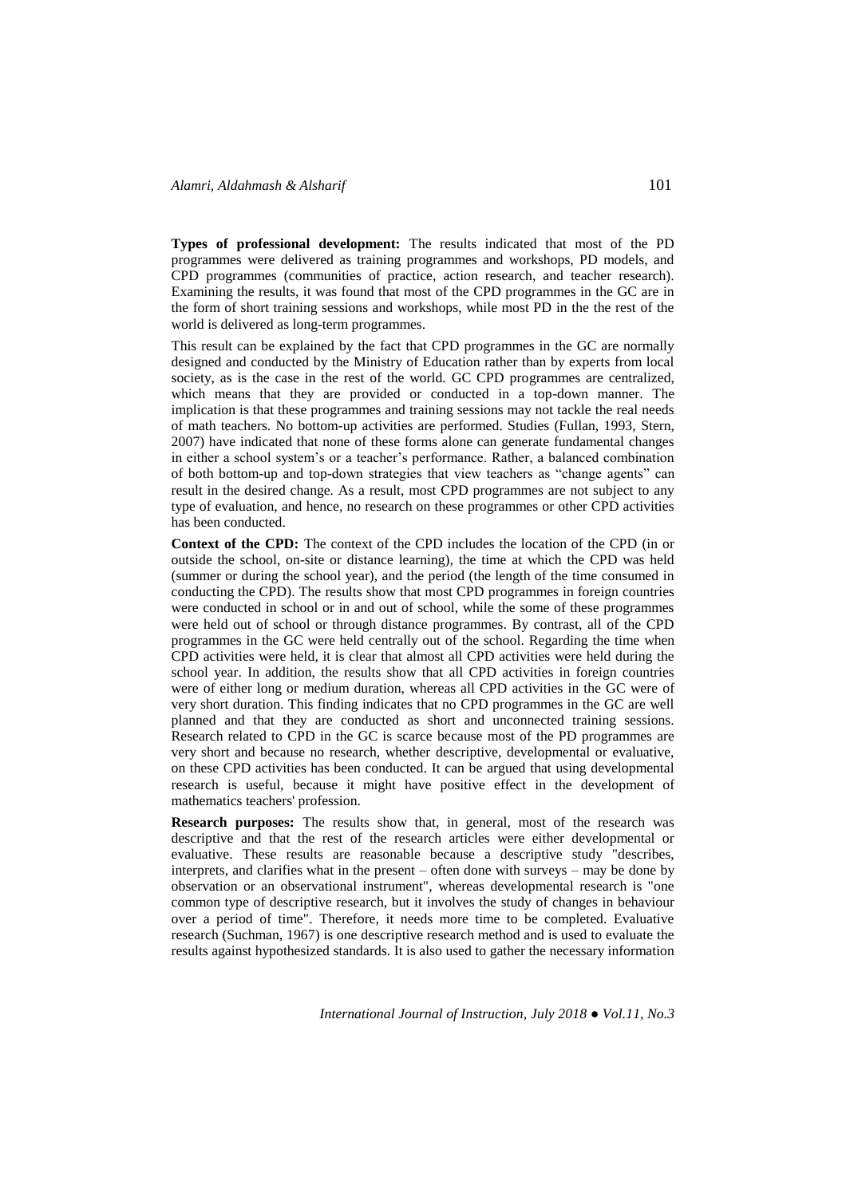**Types of professional development:** The results indicated that most of the PD programmes were delivered as training programmes and workshops, PD models, and CPD programmes (communities of practice, action research, and teacher research). Examining the results, it was found that most of the CPD programmes in the GC are in the form of short training sessions and workshops, while most PD in the the rest of the world is delivered as long-term programmes.

This result can be explained by the fact that CPD programmes in the GC are normally designed and conducted by the Ministry of Education rather than by experts from local society, as is the case in the rest of the world. GC CPD programmes are centralized, which means that they are provided or conducted in a top-down manner. The implication is that these programmes and training sessions may not tackle the real needs of math teachers. No bottom-up activities are performed. Studies (Fullan, 1993, Stern, 2007) have indicated that none of these forms alone can generate fundamental changes in either a school system's or a teacher's performance. Rather, a balanced combination of both bottom-up and top-down strategies that view teachers as "change agents" can result in the desired change. As a result, most CPD programmes are not subject to any type of evaluation, and hence, no research on these programmes or other CPD activities has been conducted.

**Context of the CPD:** The context of the CPD includes the location of the CPD (in or outside the school, on-site or distance learning), the time at which the CPD was held (summer or during the school year), and the period (the length of the time consumed in conducting the CPD). The results show that most CPD programmes in foreign countries were conducted in school or in and out of school, while the some of these programmes were held out of school or through distance programmes. By contrast, all of the CPD programmes in the GC were held centrally out of the school. Regarding the time when CPD activities were held, it is clear that almost all CPD activities were held during the school year. In addition, the results show that all CPD activities in foreign countries were of either long or medium duration, whereas all CPD activities in the GC were of very short duration. This finding indicates that no CPD programmes in the GC are well planned and that they are conducted as short and unconnected training sessions. Research related to CPD in the GC is scarce because most of the PD programmes are very short and because no research, whether descriptive, developmental or evaluative, on these CPD activities has been conducted. It can be argued that using developmental research is useful, because it might have positive effect in the development of mathematics teachers' profession.

**Research purposes:** The results show that, in general, most of the research was descriptive and that the rest of the research articles were either developmental or evaluative. These results are reasonable because a descriptive study "describes, interprets, and clarifies what in the present – often done with surveys – may be done by observation or an observational instrument", whereas developmental research is "one common type of descriptive research, but it involves the study of changes in behaviour over a period of time". Therefore, it needs more time to be completed. Evaluative research (Suchman, 1967) is one descriptive research method and is used to evaluate the results against hypothesized standards. It is also used to gather the necessary information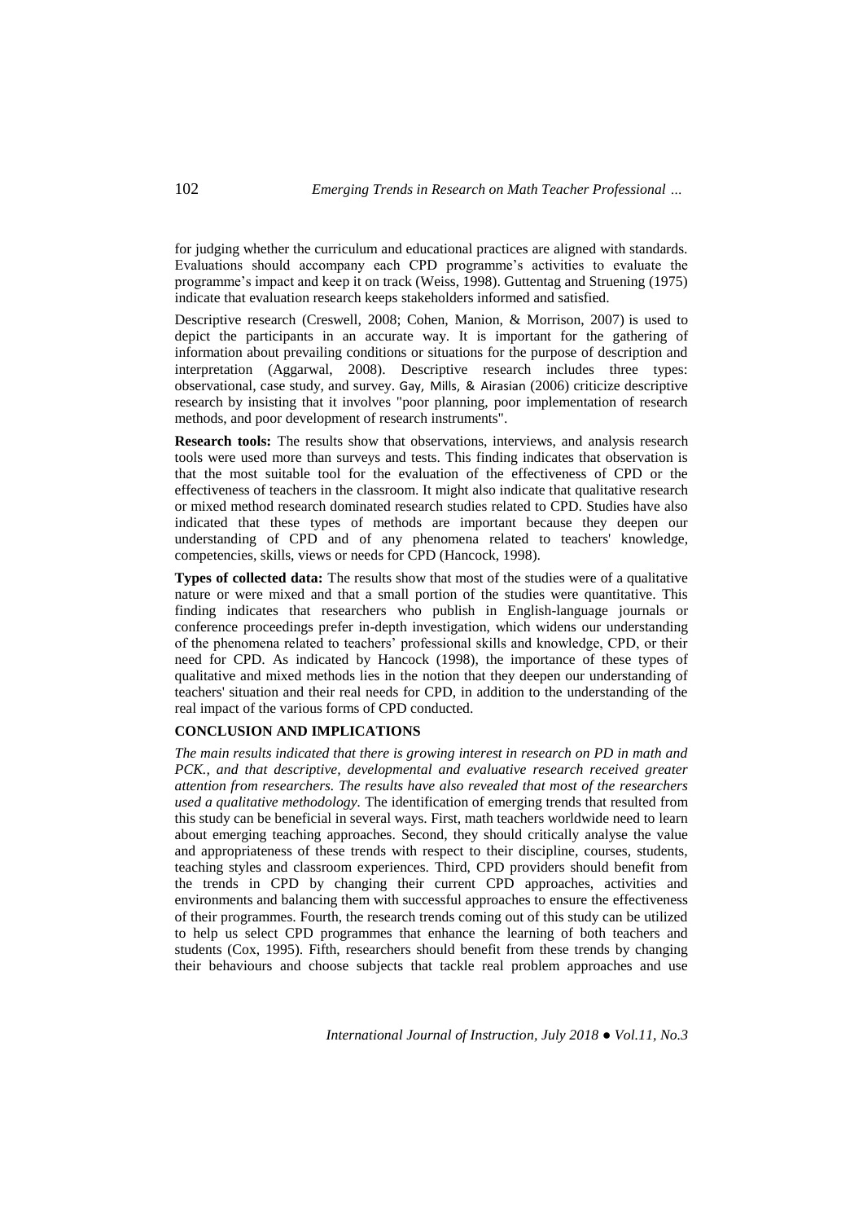for judging whether the curriculum and educational practices are aligned with standards. Evaluations should accompany each CPD programme's activities to evaluate the programme's impact and keep it on track (Weiss, 1998). Guttentag and Struening (1975) indicate that evaluation research keeps stakeholders informed and satisfied.

Descriptive research (Creswell, 2008; Cohen, Manion, & Morrison, 2007) is used to depict the participants in an accurate way. It is important for the gathering of information about prevailing conditions or situations for the purpose of description and interpretation (Aggarwal, 2008). Descriptive research includes three types: observational, case study, and survey. Gay, Mills, & Airasian (2006) criticize descriptive research by insisting that it involves "poor planning, poor implementation of research methods, and poor development of research instruments".

**Research tools:** The results show that observations, interviews, and analysis research tools were used more than surveys and tests. This finding indicates that observation is that the most suitable tool for the evaluation of the effectiveness of CPD or the effectiveness of teachers in the classroom. It might also indicate that qualitative research or mixed method research dominated research studies related to CPD. Studies have also indicated that these types of methods are important because they deepen our understanding of CPD and of any phenomena related to teachers' knowledge, competencies, skills, views or needs for CPD (Hancock, 1998).

**Types of collected data:** The results show that most of the studies were of a qualitative nature or were mixed and that a small portion of the studies were quantitative. This finding indicates that researchers who publish in English-language journals or conference proceedings prefer in-depth investigation, which widens our understanding of the phenomena related to teachers' professional skills and knowledge, CPD, or their need for CPD. As indicated by Hancock (1998), the importance of these types of qualitative and mixed methods lies in the notion that they deepen our understanding of teachers' situation and their real needs for CPD, in addition to the understanding of the real impact of the various forms of CPD conducted.

## CONCLUSION AND IMPLICATIONS

*The main results indicated that there is growing interest in research on PD in math and PCK., and that descriptive, developmental and evaluative research received greater attention from researchers. The results have also revealed that most of the researchers used a qualitative methodology.* The identification of emerging trends that resulted from this study can be beneficial in several ways. First, math teachers worldwide need to learn about emerging teaching approaches. Second, they should critically analyse the value and appropriateness of these trends with respect to their discipline, courses, students, teaching styles and classroom experiences. Third, CPD providers should benefit from the trends in CPD by changing their current CPD approaches, activities and environments and balancing them with successful approaches to ensure the effectiveness of their programmes. Fourth, the research trends coming out of this study can be utilized to help us select CPD programmes that enhance the learning of both teachers and students (Cox, 1995). Fifth, researchers should benefit from these trends by changing their behaviours and choose subjects that tackle real problem approaches and use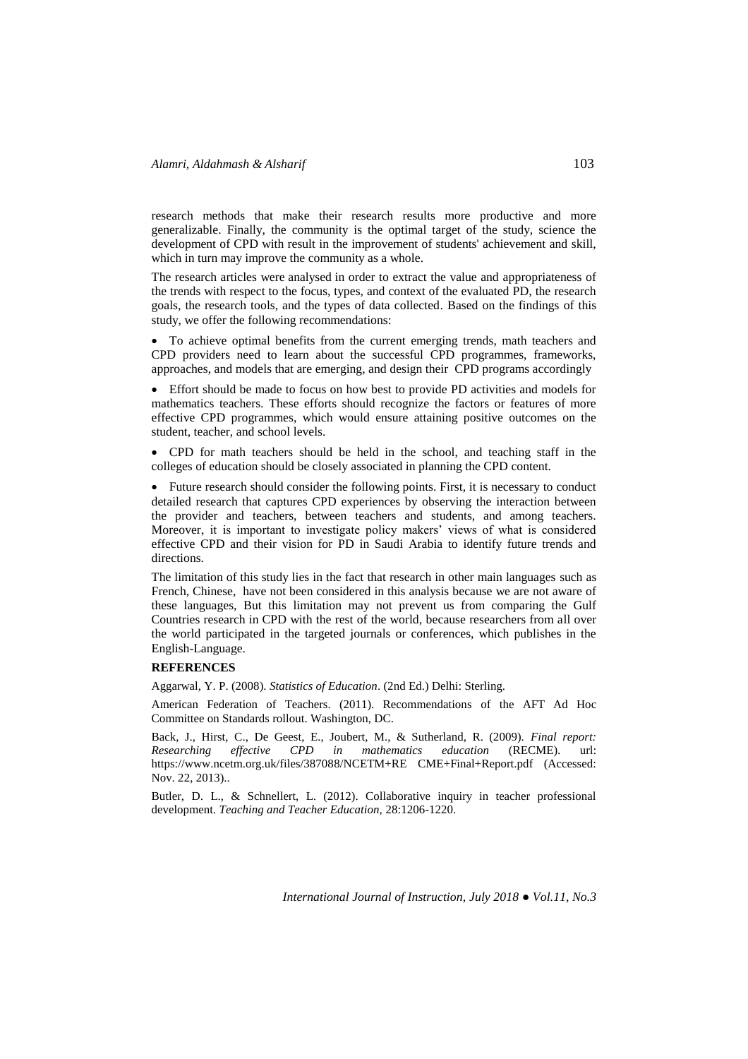research methods that make their research results more productive and more generalizable. Finally, the community is the optimal target of the study, science the development of CPD with result in the improvement of students' achievement and skill, which in turn may improve the community as a whole.

The research articles were analysed in order to extract the value and appropriateness of the trends with respect to the focus, types, and context of the evaluated PD, the research goals, the research tools, and the types of data collected. Based on the findings of this study, we offer the following recommendations:

- To achieve optimal benefits from the current emerging trends, math teachers and CPD providers need to learn about the successful CPD programmes, frameworks, approaches, and models that are emerging, and design their CPD programs accordingly
- Effort should be made to focus on how best to provide PD activities and models for mathematics teachers. These efforts should recognize the factors or features of more effective CPD programmes, which would ensure attaining positive outcomes on the student, teacher, and school levels.
- CPD for math teachers should be held in the school, and teaching staff in the colleges of education should be closely associated in planning the CPD content.
- Future research should consider the following points. First, it is necessary to conduct detailed research that captures CPD experiences by observing the interaction between the provider and teachers, between teachers and students, and among teachers. Moreover, it is important to investigate policy makers' views of what is considered effective CPD and their vision for PD in Saudi Arabia to identify future trends and directions.

The limitation of this study lies in the fact that research in other main languages such as French, Chinese, have not been considered in this analysis because we are not aware of these languages, But this limitation may not prevent us from comparing the Gulf Countries research in CPD with the rest of the world, because researchers from all over the world participated in the targeted journals or conferences, which publishes in the English-Language.

**REFERENCES**

Aggarwal, Y. P. (2008). *Statistics of Education*. (2nd Ed.) Delhi: Sterling.

American Federation of Teachers. (2011). Recommendations of the AFT Ad Hoc Committee on Standards rollout. Washington, DC.

Back, J., Hirst, C., De Geest, E., Joubert, M., & Sutherland, R. (2009). *Final report: Researching effective CPD in mathematics education* (RECME). url: https://www.ncetm.org.uk/files/387088/NCETM+RE CME+Final+Report.pdf (Accessed: Nov. 22, 2013)..

Butler, D. L., & Schnellert, L. (2012). Collaborative inquiry in teacher professional development. *Teaching and Teacher Education,* 28:1206-1220.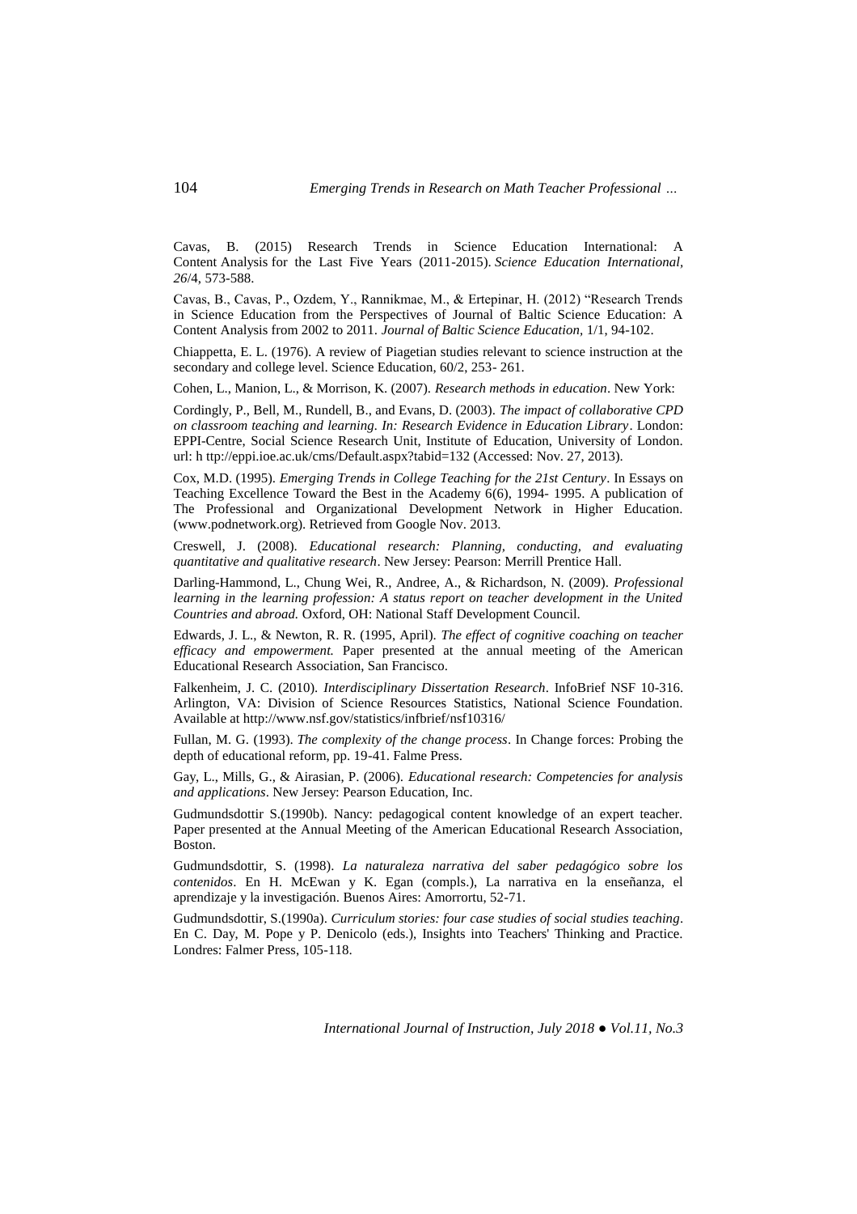Cavas, B. (2015) Research Trends in Science Education International: A Content Analysis for the Last Five Years (2011-2015). *Science Education International*, *26*/4, 573-588.

Cavas, B., Cavas, P., Ozdem, Y., Rannikmae, M., & Ertepinar, H. (2012) "Research Trends in Science Education from the Perspectives of Journal of Baltic Science Education: A Content Analysis from 2002 to 2011. *Journal of Baltic Science Education*, 1/1, 94-102.

Chiappetta, E. L. (1976). A review of Piagetian studies relevant to science instruction at the secondary and college level. Science Education, 60/2, 253- 261.

Cohen, L., Manion, L., & Morrison, K. (2007). *Research methods in education*. New York:

Cordingly, P., Bell, M., Rundell, B., and Evans, D. (2003). *The impact of collaborative CPD on classroom teaching and learning. In: Research Evidence in Education Library*. London: EPPI-Centre, Social Science Research Unit, Institute of Education, University of London. url: h ttp://eppi.ioe.ac.uk/cms/Default.aspx?tabid=132 (Accessed: Nov. 27, 2013).

Cox, M.D. (1995). *Emerging Trends in College Teaching for the 21st Century*. In Essays on Teaching Excellence Toward the Best in the Academy 6(6), 1994- 1995. A publication of The Professional and Organizational Development Network in Higher Education. (www.podnetwork.org). Retrieved from Google Nov. 2013.

Creswell, J. (2008). *Educational research: Planning, conducting, and evaluating quantitative and qualitative research*. New Jersey: Pearson: Merrill Prentice Hall.

Darling-Hammond, L., Chung Wei, R., Andree, A., & Richardson, N. (2009). *Professional learning in the learning profession: A status report on teacher development in the United Countries and abroad.* Oxford, OH: National Staff Development Council.

Edwards, J. L., & Newton, R. R. (1995, April). *The effect of cognitive coaching on teacher efficacy and empowerment.* Paper presented at the annual meeting of the American Educational Research Association, San Francisco.

Falkenheim, J. C. (2010). *Interdisciplinary Dissertation Research*. InfoBrief NSF 10-316. Arlington, VA: Division of Science Resources Statistics, National Science Foundation. Available at http://www.nsf.gov/statistics/infbrief/nsf10316/

Fullan, M. G. (1993). *The complexity of the change process*. In Change forces: Probing the depth of educational reform, pp. 19-41. Falme Press.

Gay, L., Mills, G., & Airasian, P. (2006). *Educational research: Competencies for analysis and applications*. New Jersey: Pearson Education, Inc.

Gudmundsdottir S.(1990b). Nancy: pedagogical content knowledge of an expert teacher. Paper presented at the Annual Meeting of the American Educational Research Association, Boston.

Gudmundsdottir, S. (1998). *La naturaleza narrativa del saber pedagógico sobre los contenidos*. En H. McEwan y K. Egan (compls.), La narrativa en la enseñanza, el aprendizaje y la investigación. Buenos Aires: Amorrortu, 52-71.

Gudmundsdottir, S.(1990a). *Curriculum stories: four case studies of social studies teaching*. En C. Day, M. Pope y P. Denicolo (eds.), Insights into Teachers' Thinking and Practice. Londres: Falmer Press, 105-118.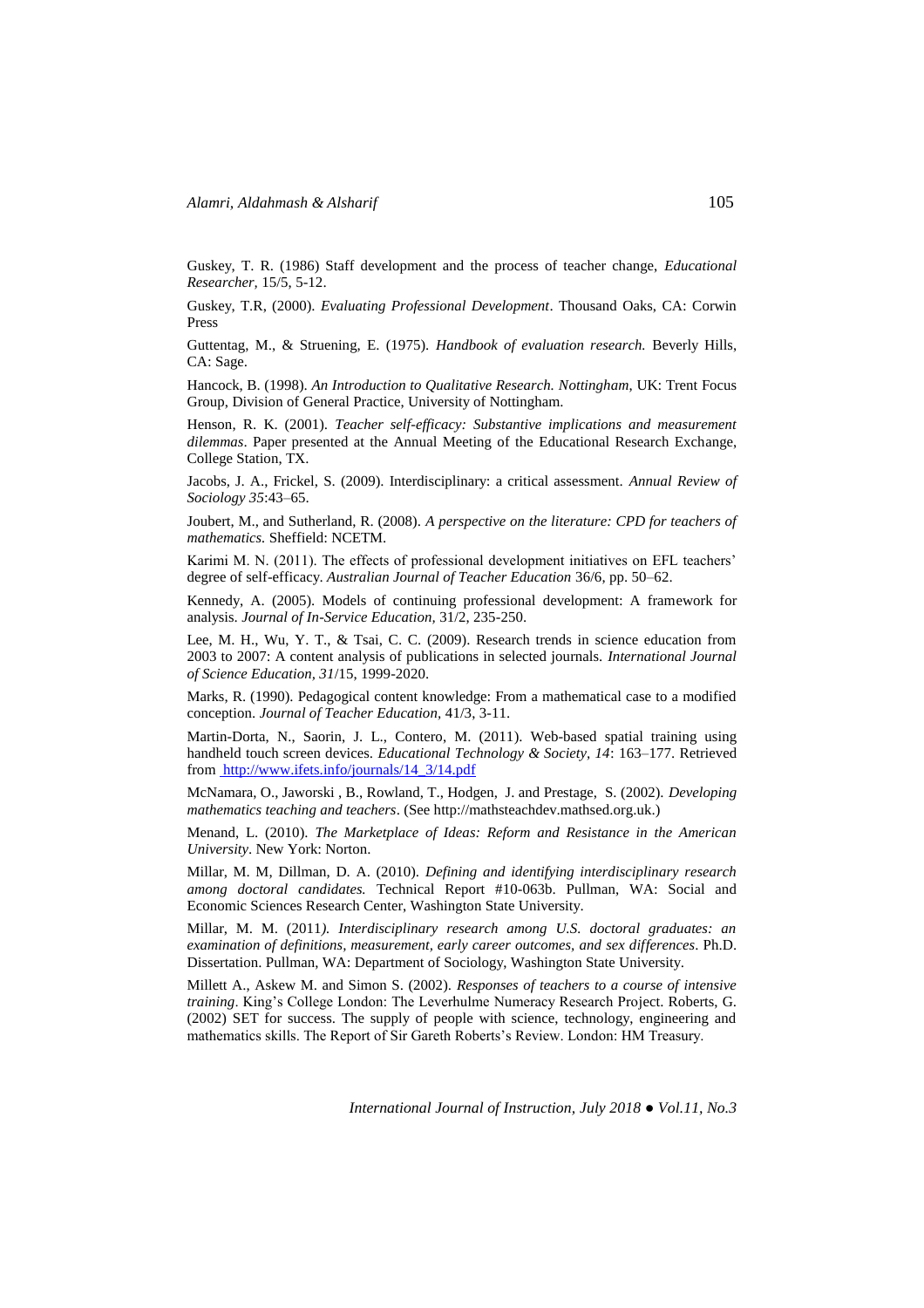Guskey, T. R. (1986) Staff development and the process of teacher change, *Educational Researcher,* 15/5, 5-12.

Guskey, T.R, (2000). *Evaluating Professional Development*. Thousand Oaks, CA: Corwin Press

Guttentag, M., & Struening, E. (1975). *Handbook of evaluation research.* Beverly Hills, CA: Sage.

Hancock, B. (1998). *An Introduction to Qualitative Research. Nottingham*, UK: Trent Focus Group, Division of General Practice, University of Nottingham.

Henson, R. K. (2001). *Teacher self-efficacy: Substantive implications and measurement dilemmas*. Paper presented at the Annual Meeting of the Educational Research Exchange, College Station, TX.

Jacobs, J. A., Frickel, S. (2009). Interdisciplinary: a critical assessment. *Annual Review of Sociology 35*:43–65.

Joubert, M., and Sutherland, R. (2008). *A perspective on the literature: CPD for teachers of mathematics.* Sheffield: NCETM.

Karimi M. N. (2011). The effects of professional development initiatives on EFL teachers' degree of self-efficacy. *Australian Journal of Teacher Education* 36/6, pp. 50–62.

Kennedy, A. (2005). Models of continuing professional development: A framework for analysis. *Journal of In-Service Education,* 31/2, 235-250.

Lee, M. H., Wu, Y. T., & Tsai, C. C. (2009). Research trends in science education from 2003 to 2007: A content analysis of publications in selected journals. *International Journal of Science Education, 31*/15, 1999-2020.

Marks, R. (1990). Pedagogical content knowledge: From a mathematical case to a modified conception. *Journal of Teacher Education*, 41/3, 3-11.

Martin-Dorta, N., Saorin, J. L., Contero, M. (2011). Web-based spatial training using handheld touch screen devices. *Educational Technology & Society*, *14*: 163–177. Retrieved from http://www.ifets.info/journals/14_3/14.pdf

McNamara, O., Jaworski , B., Rowland, T., Hodgen, J. and Prestage, S. (2002). *Developing mathematics teaching and teachers*. (See http://mathsteachdev.mathsed.org.uk.)

Menand, L. (2010). *The Marketplace of Ideas: Reform and Resistance in the American University*. New York: Norton.

Millar, M. M, Dillman, D. A. (2010). *Defining and identifying interdisciplinary research among doctoral candidates.* Technical Report #10-063b. Pullman, WA: Social and Economic Sciences Research Center, Washington State University.

Millar, M. M. (2011*). Interdisciplinary research among U.S. doctoral graduates: an examination of definitions, measurement, early career outcomes, and sex differences*. Ph.D. Dissertation. Pullman, WA: Department of Sociology, Washington State University.

Millett A., Askew M. and Simon S. (2002). *Responses of teachers to a course of intensive training*. King's College London: The Leverhulme Numeracy Research Project. Roberts, G. (2002) SET for success. The supply of people with science, technology, engineering and mathematics skills. The Report of Sir Gareth Roberts's Review. London: HM Treasury.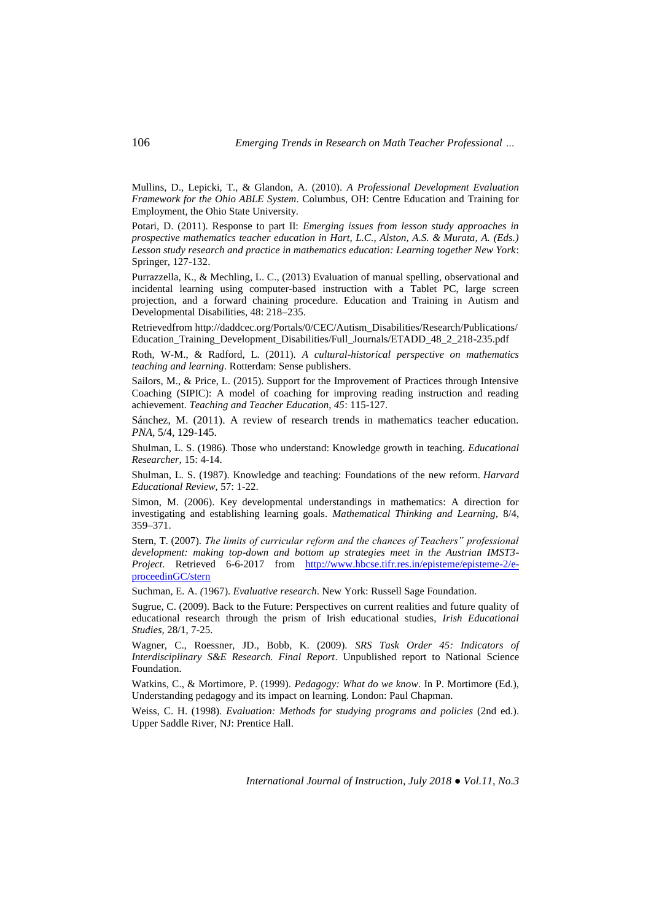Mullins, D., Lepicki, T., & Glandon, A. (2010). *A Professional Development Evaluation Framework for the Ohio ABLE System*. Columbus, OH: Centre Education and Training for Employment, the Ohio State University.

Potari, D. (2011). Response to part II: *Emerging issues from lesson study approaches in prospective mathematics teacher education in Hart, L.C., Alston, A.S. & Murata, A. (Eds.) Lesson study research and practice in mathematics education: Learning together New York*: Springer, 127-132.

Purrazzella, K., & Mechling, L. C., (2013) Evaluation of manual spelling, observational and incidental learning using computer-based instruction with a Tablet PC, large screen projection, and a forward chaining procedure. Education and Training in Autism and Developmental Disabilities, 48: 218–235.

Retrievedfrom http://daddcec.org/Portals/0/CEC/Autism_Disabilities/Research/Publications/Education_Training_Development_Disabilities/Full_Journals/ETADD_48_2_218-235.pdf

Roth, W-M., & Radford, L. (2011). *A cultural-historical perspective on mathematics teaching and learning*. Rotterdam: Sense publishers.

Sailors, M., & Price, L. (2015). Support for the Improvement of Practices through Intensive Coaching (SIPIC): A model of coaching for improving reading instruction and reading achievement. *Teaching and Teacher Education, 45*: 115-127.

Sánchez, M. (2011). A review of research trends in mathematics teacher education. *PNA*, 5/4, 129-145.

Shulman, L. S. (1986). Those who understand: Knowledge growth in teaching. *Educational Researcher,* 15: 4-14.

Shulman, L. S. (1987). Knowledge and teaching: Foundations of the new reform. *Harvard Educational Review,* 57: 1-22.

Simon, M. (2006). Key developmental understandings in mathematics: A direction for investigating and establishing learning goals. *Mathematical Thinking and Learning,* 8/4, 359–371.

Stern, T. (2007). *The limits of curricular reform and the chances of Teachers" professional development: making top-down and bottom up strategies meet in the Austrian IMST3-Project*. Retrieved 6-6-2017 from http://www.hbcse.tifr.res.in/episteme/episteme-2/e-proceedinGC/stern

Suchman, E. A. (1967). *Evaluative research*. New York: Russell Sage Foundation.

Sugrue, C. (2009). Back to the Future: Perspectives on current realities and future quality of educational research through the prism of Irish educational studies, *Irish Educational Studies*, 28/1, 7-25.

Wagner, C., Roessner, JD., Bobb, K. (2009). *SRS Task Order 45: Indicators of Interdisciplinary S&E Research. Final Report*. Unpublished report to National Science Foundation.

Watkins, C., & Mortimore, P. (1999). *Pedagogy: What do we know*. In P. Mortimore (Ed.), Understanding pedagogy and its impact on learning. London: Paul Chapman.

Weiss, C. H. (1998). *Evaluation: Methods for studying programs and policies* (2nd ed.). Upper Saddle River, NJ: Prentice Hall.